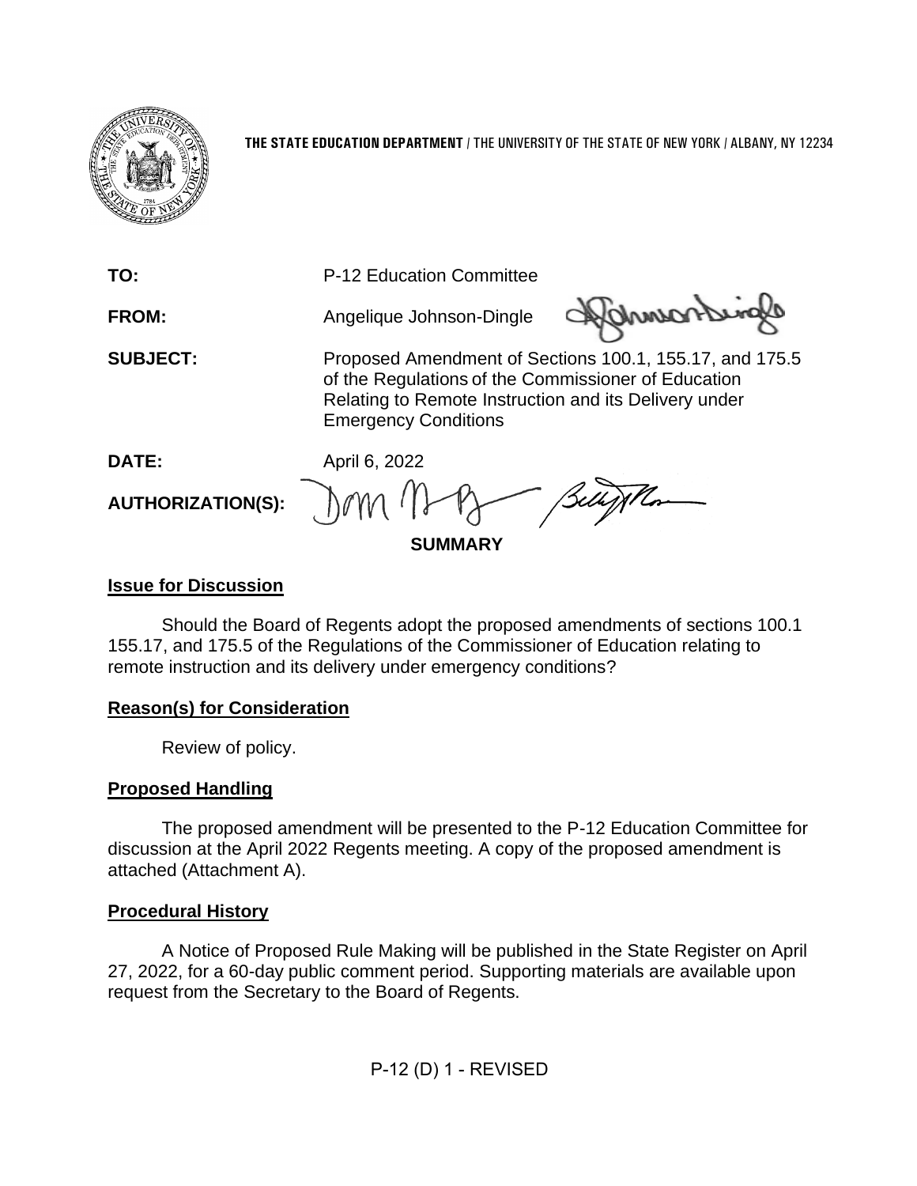**THE STATE EDUCATION DEPARTMENT** / THE UNIVERSITY OF THE STATE OF NEW YORK / ALBANY, NY 12234

**TO:** P-12 Education Committee

**FROM:** Angelique Johnson-Dingle

**SUBJECT:** Proposed Amendment of Sections 100.1, 155.17, and 175.5 of the Regulations of the Commissioner of Education Relating to Remote Instruction and its Delivery under Emergency Conditions

**DATE:** April 6, 2022

**AUTHORIZATION(S):**

**SUMMARY**

**Issue for Discussion**

Should the Board of Regents adopt the proposed amendments of sections 100.1 155.17, and 175.5 of the Regulations of the Commissioner of Education relating to remote instruction and its delivery under emergency conditions?

**Reason(s) for Consideration**

Review of policy.

**Proposed Handling**

The proposed amendment will be presented to the P-12 Education Committee for discussion at the April 2022 Regents meeting. A copy of the proposed amendment is attached (Attachment A).

**Procedural History**

A Notice of Proposed Rule Making will be published in the State Register on April 27, 2022, for a 60-day public comment period. Supporting materials are available upon request from the Secretary to the Board of Regents.

P-12 (D) 1 - REVISED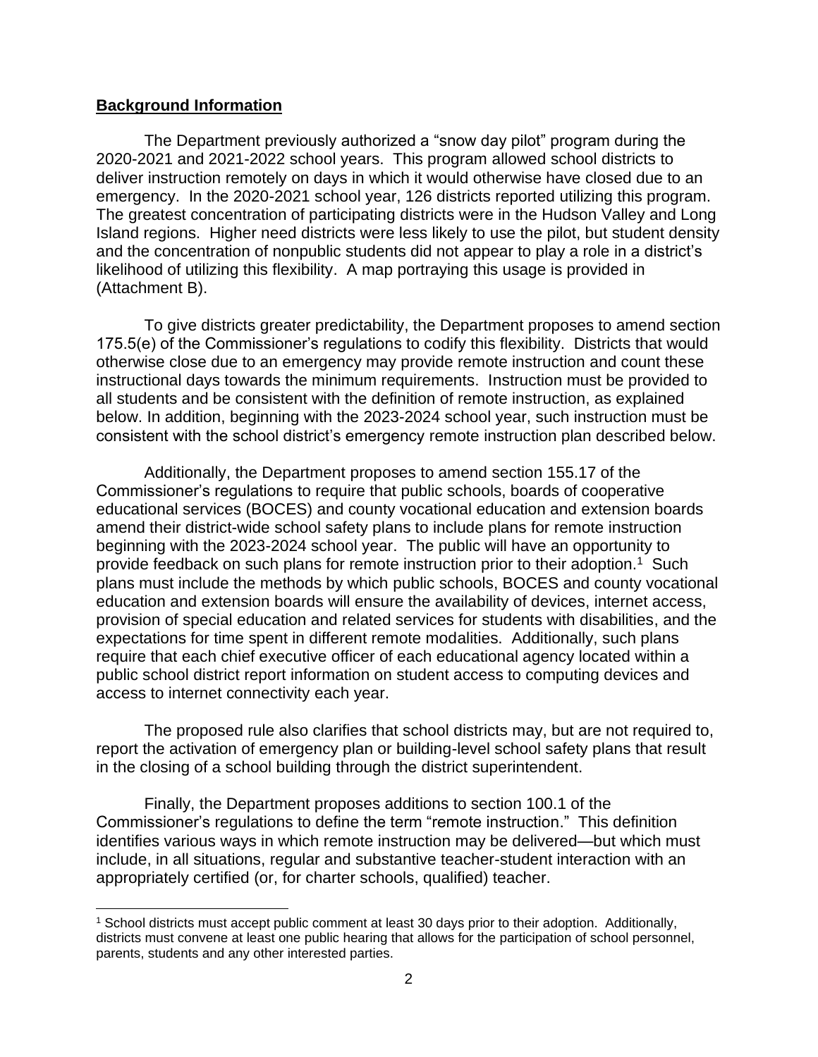**Background Information**

The Department previously authorized a “snow day pilot” program during the 2020-2021 and 2021-2022 school years. This program allowed school districts to deliver instruction remotely on days in which it would otherwise have closed due to an emergency. In the 2020-2021 school year, 126 districts reported utilizing this program. The greatest concentration of participating districts were in the Hudson Valley and Long Island regions. Higher need districts were less likely to use the pilot, but student density and the concentration of nonpublic students did not appear to play a role in a district’s likelihood of utilizing this flexibility. A map portraying this usage is provided in (Attachment B).

To give districts greater predictability, the Department proposes to amend section 175.5(e) of the Commissioner’s regulations to codify this flexibility. Districts that would otherwise close due to an emergency may provide remote instruction and count these instructional days towards the minimum requirements. Instruction must be provided to all students and be consistent with the definition of remote instruction, as explained below. In addition, beginning with the 2023-2024 school year, such instruction must be consistent with the school district’s emergency remote instruction plan described below.

Additionally, the Department proposes to amend section 155.17 of the Commissioner’s regulations to require that public schools, boards of cooperative educational services (BOCES) and county vocational education and extension boards amend their district-wide school safety plans to include plans for remote instruction beginning with the 2023-2024 school year. The public will have an opportunity to provide feedback on such plans for remote instruction prior to their adoption.[1] Such plans must include the methods by which public schools, BOCES and county vocational education and extension boards will ensure the availability of devices, internet access, provision of special education and related services for students with disabilities, and the expectations for time spent in different remote modalities. Additionally, such plans require that each chief executive officer of each educational agency located within a public school district report information on student access to computing devices and access to internet connectivity each year.

The proposed rule also clarifies that school districts may, but are not required to, report the activation of emergency plan or building-level school safety plans that result in the closing of a school building through the district superintendent.

Finally, the Department proposes additions to section 100.1 of the Commissioner’s regulations to define the term “remote instruction.” This definition identifies various ways in which remote instruction may be delivered—but which must include, in all situations, regular and substantive teacher-student interaction with an appropriately certified (or, for charter schools, qualified) teacher.

---

[1] School districts must accept public comment at least 30 days prior to their adoption. Additionally, districts must convene at least one public hearing that allows for the participation of school personnel, parents, students and any other interested parties.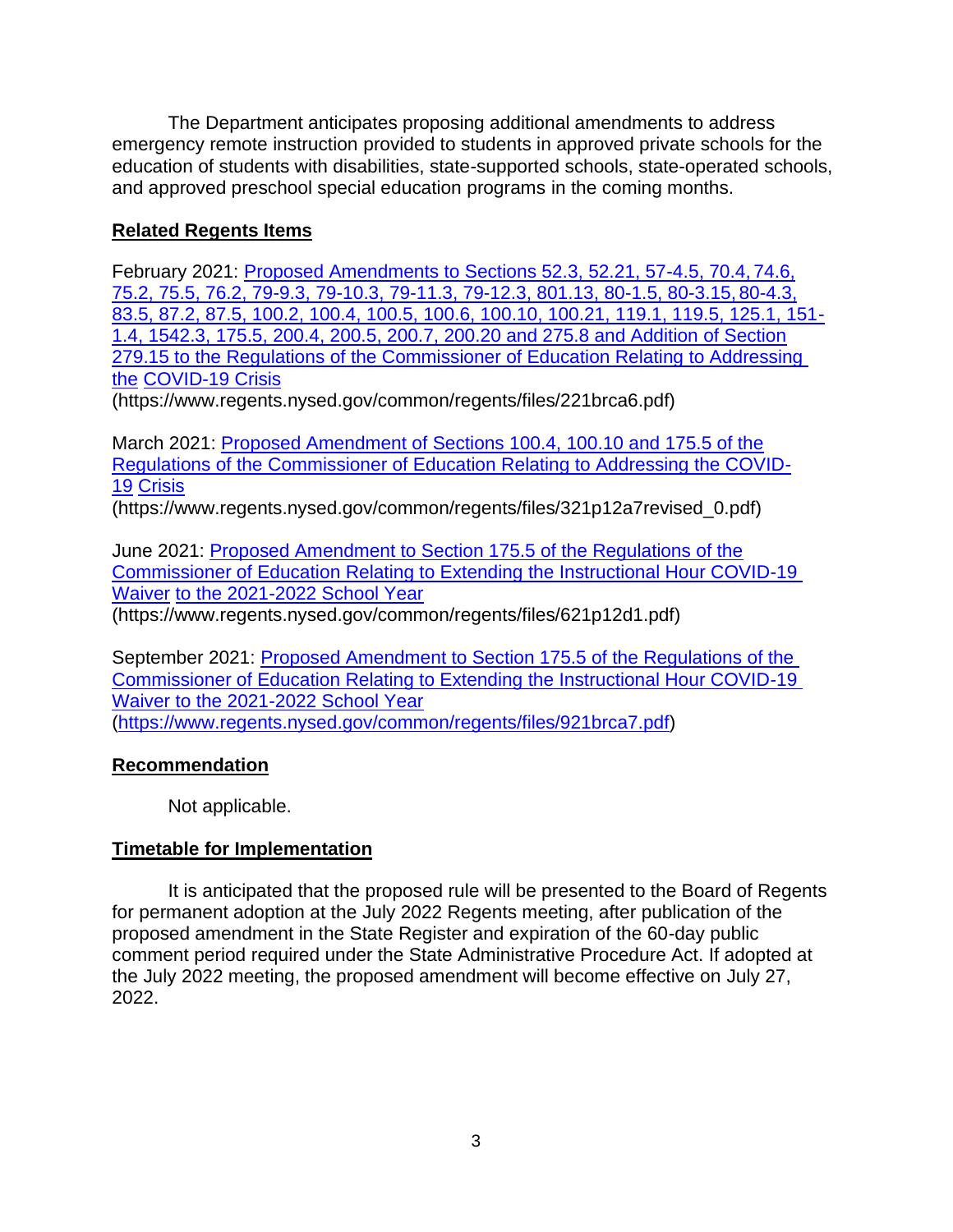The Department anticipates proposing additional amendments to address emergency remote instruction provided to students in approved private schools for the education of students with disabilities, state-supported schools, state-operated schools, and approved preschool special education programs in the coming months.

**Related Regents Items**

February 2021: [Proposed Amendments to Sections 52.3, 52.21, 57-4.5, 70.4, 74.6, 75.2, 75.5, 76.2, 79-9.3, 79-10.3, 79-11.3, 79-12.3, 801.13, 80-1.5, 80-3.15, 80-4.3, 83.5, 87.2, 87.5, 100.2, 100.4, 100.5, 100.6, 100.10, 100.21, 119.1, 119.5, 125.1, 151-1.4, 1542.3, 175.5, 200.4, 200.5, 200.7, 200.20 and 275.8 and Addition of Section 279.15 to the Regulations of the Commissioner of Education Relating to Addressing the COVID-19 Crisis](https://www.regents.nysed.gov/common/regents/files/221brca6.pdf)
(https://www.regents.nysed.gov/common/regents/files/221brca6.pdf)

March 2021: [Proposed Amendment of Sections 100.4, 100.10 and 175.5 of the Regulations of the Commissioner of Education Relating to Addressing the COVID-19 Crisis](https://www.regents.nysed.gov/common/regents/files/321p12a7revised_0.pdf)
(https://www.regents.nysed.gov/common/regents/files/321p12a7revised_0.pdf)

June 2021: [Proposed Amendment to Section 175.5 of the Regulations of the Commissioner of Education Relating to Extending the Instructional Hour COVID-19 Waiver to the 2021-2022 School Year](https://www.regents.nysed.gov/common/regents/files/621p12d1.pdf)
(https://www.regents.nysed.gov/common/regents/files/621p12d1.pdf)

September 2021: [Proposed Amendment to Section 175.5 of the Regulations of the Commissioner of Education Relating to Extending the Instructional Hour COVID-19 Waiver to the 2021-2022 School Year](https://www.regents.nysed.gov/common/regents/files/921brca7.pdf)
(https://www.regents.nysed.gov/common/regents/files/921brca7.pdf)

**Recommendation**

Not applicable.

**Timetable for Implementation**

It is anticipated that the proposed rule will be presented to the Board of Regents for permanent adoption at the July 2022 Regents meeting, after publication of the proposed amendment in the State Register and expiration of the 60-day public comment period required under the State Administrative Procedure Act. If adopted at the July 2022 meeting, the proposed amendment will become effective on July 27, 2022.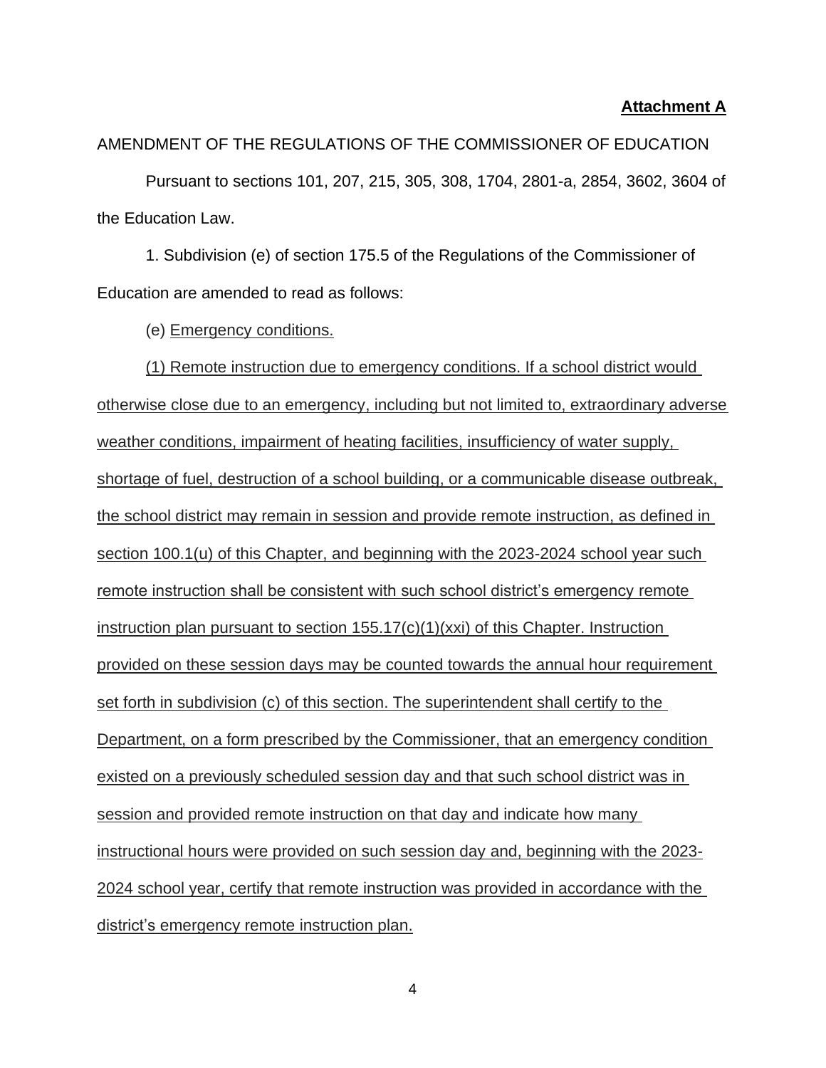**Attachment A**

AMENDMENT OF THE REGULATIONS OF THE COMMISSIONER OF EDUCATION

Pursuant to sections 101, 207, 215, 305, 308, 1704, 2801-a, 2854, 3602, 3604 of the Education Law.

1. Subdivision (e) of section 175.5 of the Regulations of the Commissioner of Education are amended to read as follows:

(e) Emergency conditions.

(1) Remote instruction due to emergency conditions. If a school district would otherwise close due to an emergency, including but not limited to, extraordinary adverse weather conditions, impairment of heating facilities, insufficiency of water supply, shortage of fuel, destruction of a school building, or a communicable disease outbreak, the school district may remain in session and provide remote instruction, as defined in section 100.1(u) of this Chapter, and beginning with the 2023-2024 school year such remote instruction shall be consistent with such school district's emergency remote instruction plan pursuant to section 155.17(c)(1)(xxi) of this Chapter. Instruction provided on these session days may be counted towards the annual hour requirement set forth in subdivision (c) of this section. The superintendent shall certify to the Department, on a form prescribed by the Commissioner, that an emergency condition existed on a previously scheduled session day and that such school district was in session and provided remote instruction on that day and indicate how many instructional hours were provided on such session day and, beginning with the 2023-2024 school year, certify that remote instruction was provided in accordance with the district's emergency remote instruction plan.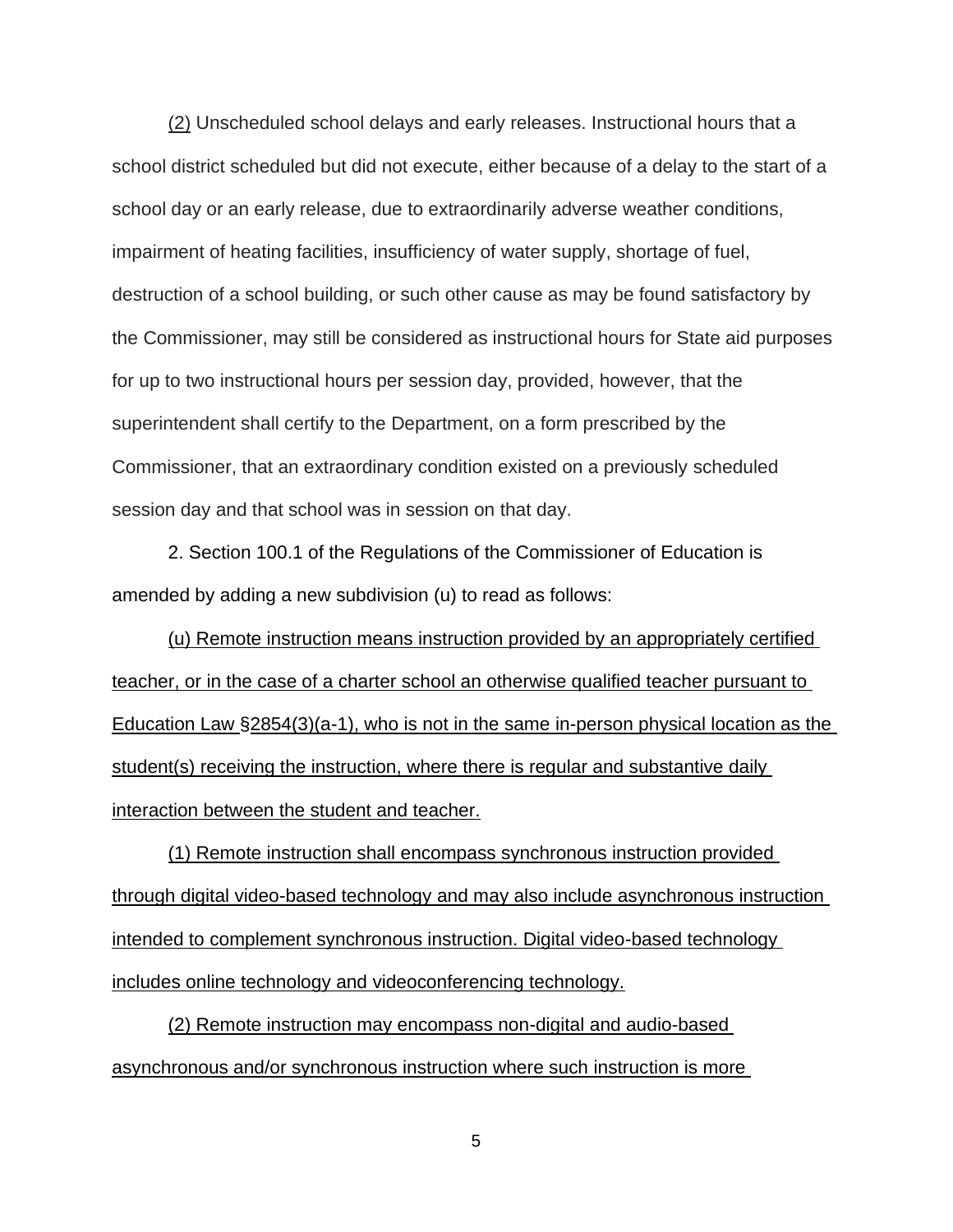(2) Unscheduled school delays and early releases. Instructional hours that a school district scheduled but did not execute, either because of a delay to the start of a school day or an early release, due to extraordinarily adverse weather conditions, impairment of heating facilities, insufficiency of water supply, shortage of fuel, destruction of a school building, or such other cause as may be found satisfactory by the Commissioner, may still be considered as instructional hours for State aid purposes for up to two instructional hours per session day, provided, however, that the superintendent shall certify to the Department, on a form prescribed by the Commissioner, that an extraordinary condition existed on a previously scheduled session day and that school was in session on that day.

2. Section 100.1 of the Regulations of the Commissioner of Education is amended by adding a new subdivision (u) to read as follows:

(u) Remote instruction means instruction provided by an appropriately certified teacher, or in the case of a charter school an otherwise qualified teacher pursuant to Education Law §2854(3)(a-1), who is not in the same in-person physical location as the student(s) receiving the instruction, where there is regular and substantive daily interaction between the student and teacher.

(1) Remote instruction shall encompass synchronous instruction provided through digital video-based technology and may also include asynchronous instruction intended to complement synchronous instruction. Digital video-based technology includes online technology and videoconferencing technology.

(2) Remote instruction may encompass non-digital and audio-based asynchronous and/or synchronous instruction where such instruction is more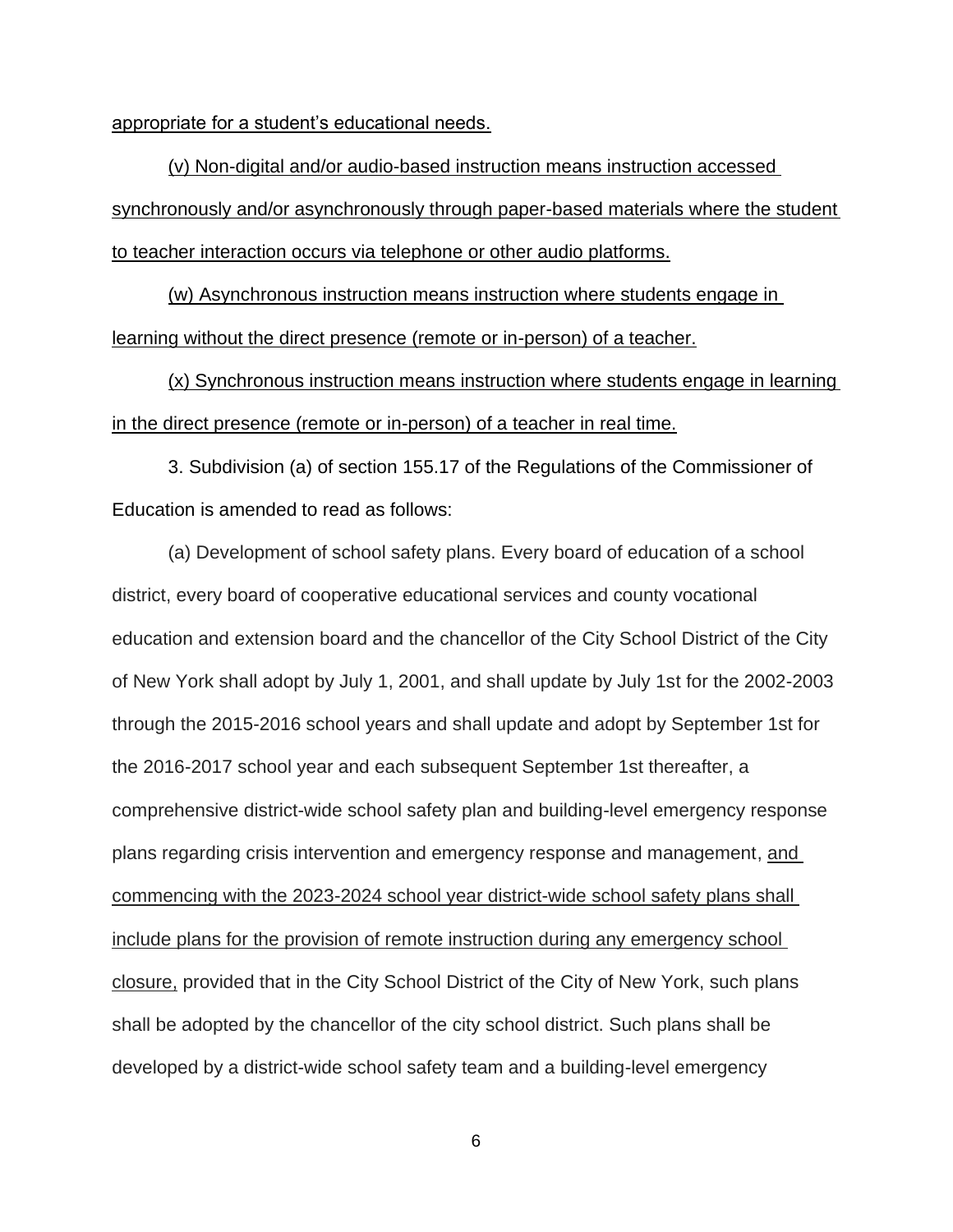appropriate for a student's educational needs.

(v) Non-digital and/or audio-based instruction means instruction accessed synchronously and/or asynchronously through paper-based materials where the student to teacher interaction occurs via telephone or other audio platforms.

(w) Asynchronous instruction means instruction where students engage in learning without the direct presence (remote or in-person) of a teacher.

(x) Synchronous instruction means instruction where students engage in learning in the direct presence (remote or in-person) of a teacher in real time.

3. Subdivision (a) of section 155.17 of the Regulations of the Commissioner of Education is amended to read as follows:

(a) Development of school safety plans. Every board of education of a school district, every board of cooperative educational services and county vocational education and extension board and the chancellor of the City School District of the City of New York shall adopt by July 1, 2001, and shall update by July 1st for the 2002-2003 through the 2015-2016 school years and shall update and adopt by September 1st for the 2016-2017 school year and each subsequent September 1st thereafter, a comprehensive district-wide school safety plan and building-level emergency response plans regarding crisis intervention and emergency response and management, and commencing with the 2023-2024 school year district-wide school safety plans shall include plans for the provision of remote instruction during any emergency school closure, provided that in the City School District of the City of New York, such plans shall be adopted by the chancellor of the city school district. Such plans shall be developed by a district-wide school safety team and a building-level emergency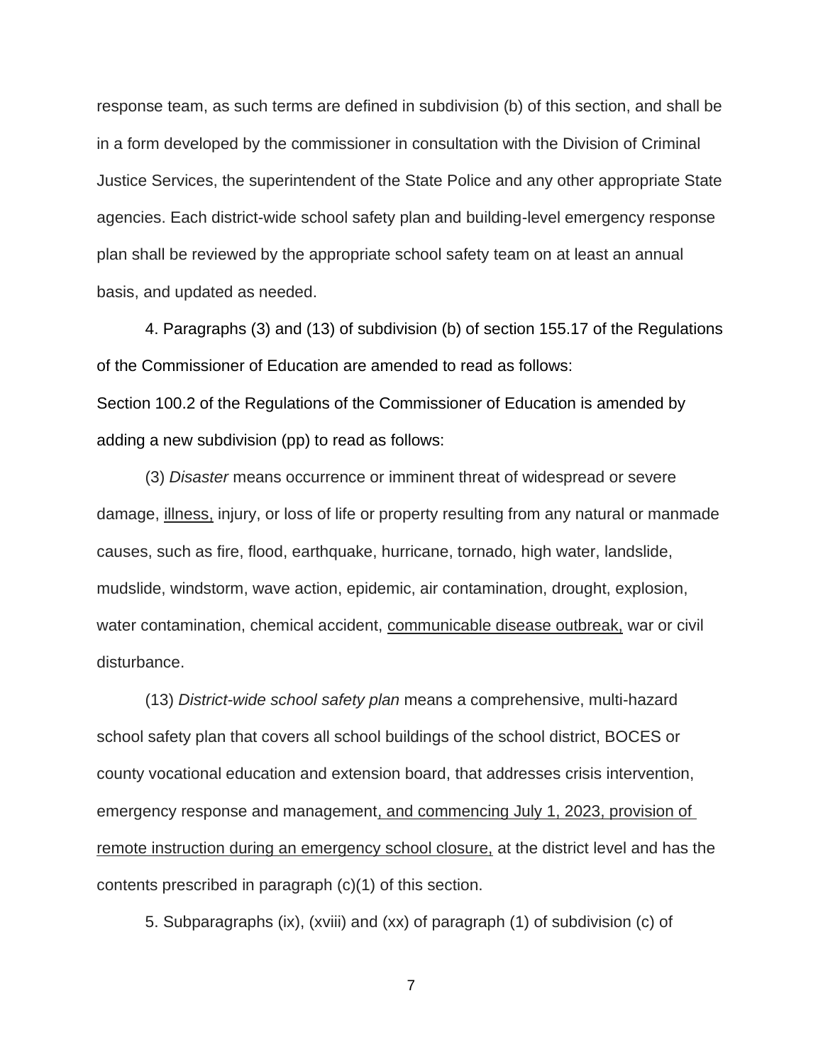response team, as such terms are defined in subdivision (b) of this section, and shall be in a form developed by the commissioner in consultation with the Division of Criminal Justice Services, the superintendent of the State Police and any other appropriate State agencies. Each district-wide school safety plan and building-level emergency response plan shall be reviewed by the appropriate school safety team on at least an annual basis, and updated as needed.

4. Paragraphs (3) and (13) of subdivision (b) of section 155.17 of the Regulations of the Commissioner of Education are amended to read as follows:

Section 100.2 of the Regulations of the Commissioner of Education is amended by adding a new subdivision (pp) to read as follows:

(3) *Disaster* means occurrence or imminent threat of widespread or severe damage, <u>illness,</u> injury, or loss of life or property resulting from any natural or manmade causes, such as fire, flood, earthquake, hurricane, tornado, high water, landslide, mudslide, windstorm, wave action, epidemic, air contamination, drought, explosion, water contamination, chemical accident, <u>communicable disease outbreak,</u> war or civil disturbance.

(13) *District-wide school safety plan* means a comprehensive, multi-hazard school safety plan that covers all school buildings of the school district, BOCES or county vocational education and extension board, that addresses crisis intervention, emergency response and management<u>, and commencing July 1, 2023, provision of remote instruction during an emergency school closure,</u> at the district level and has the contents prescribed in paragraph (c)(1) of this section.

5. Subparagraphs (ix), (xviii) and (xx) of paragraph (1) of subdivision (c) of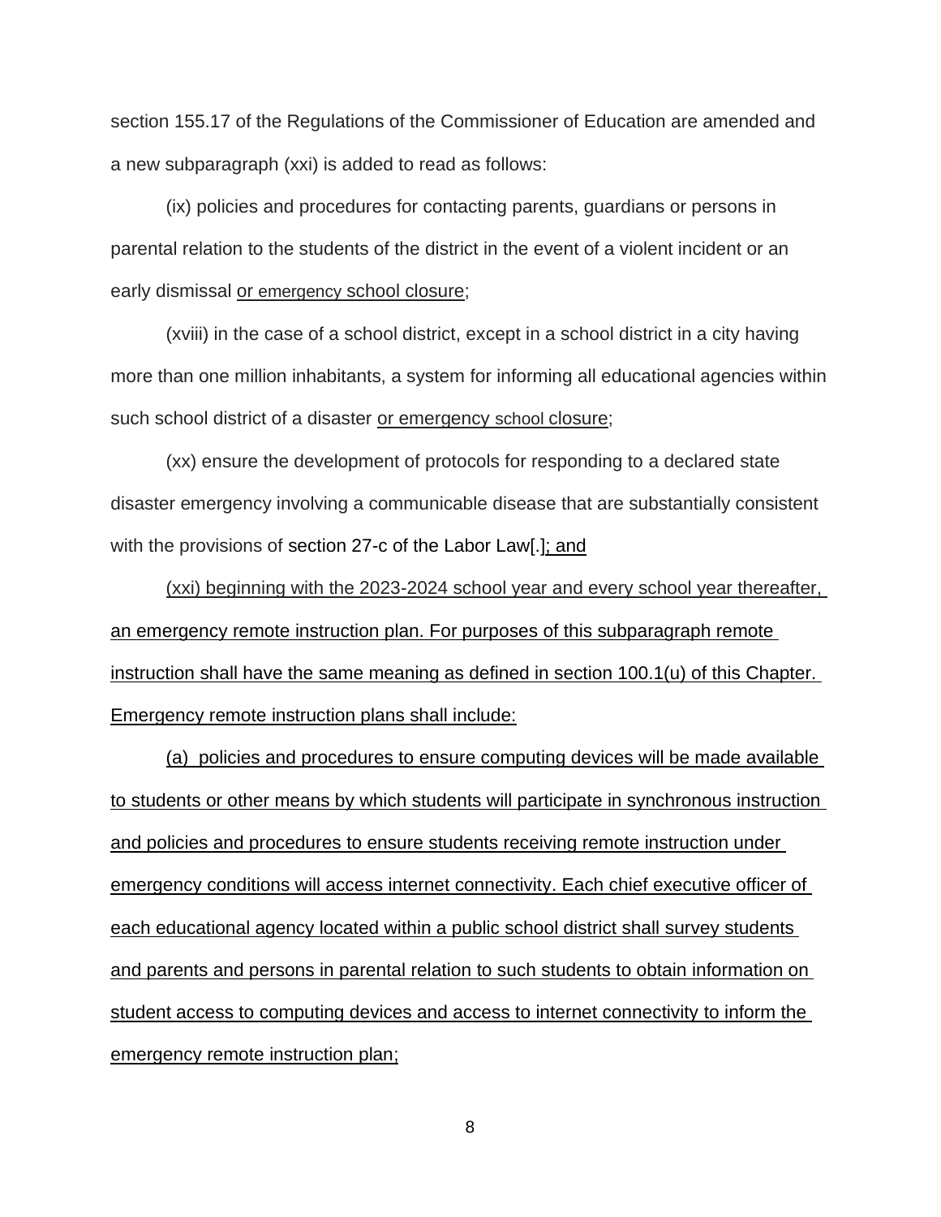section 155.17 of the Regulations of the Commissioner of Education are amended and a new subparagraph (xxi) is added to read as follows:

(ix) policies and procedures for contacting parents, guardians or persons in parental relation to the students of the district in the event of a violent incident or an early dismissal <u>or emergency school closure</u>;

(xviii) in the case of a school district, except in a school district in a city having more than one million inhabitants, a system for informing all educational agencies within such school district of a disaster <u>or emergency school closure</u>;

(xx) ensure the development of protocols for responding to a declared state disaster emergency involving a communicable disease that are substantially consistent with the provisions of section 27-c of the Labor Law[.]<u>; and</u>

<u>(xxi) beginning with the 2023-2024 school year and every school year thereafter, an emergency remote instruction plan. For purposes of this subparagraph remote instruction shall have the same meaning as defined in section 100.1(u) of this Chapter. Emergency remote instruction plans shall include:</u>

<u>(a) policies and procedures to ensure computing devices will be made available to students or other means by which students will participate in synchronous instruction and policies and procedures to ensure students receiving remote instruction under emergency conditions will access internet connectivity. Each chief executive officer of each educational agency located within a public school district shall survey students and parents and persons in parental relation to such students to obtain information on student access to computing devices and access to internet connectivity to inform the emergency remote instruction plan;</u>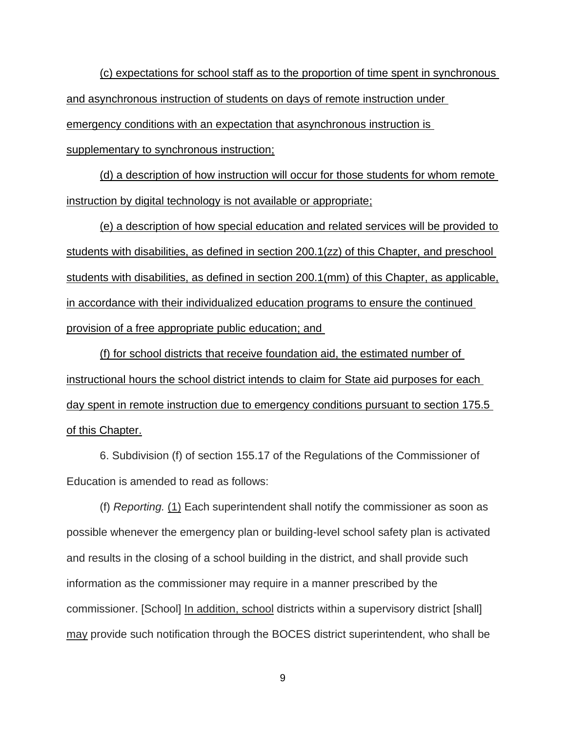(c) expectations for school staff as to the proportion of time spent in synchronous and asynchronous instruction of students on days of remote instruction under emergency conditions with an expectation that asynchronous instruction is supplementary to synchronous instruction;

(d) a description of how instruction will occur for those students for whom remote instruction by digital technology is not available or appropriate;

(e) a description of how special education and related services will be provided to students with disabilities, as defined in section 200.1(zz) of this Chapter, and preschool students with disabilities, as defined in section 200.1(mm) of this Chapter, as applicable, in accordance with their individualized education programs to ensure the continued provision of a free appropriate public education; and

(f) for school districts that receive foundation aid, the estimated number of instructional hours the school district intends to claim for State aid purposes for each day spent in remote instruction due to emergency conditions pursuant to section 175.5 of this Chapter.

6. Subdivision (f) of section 155.17 of the Regulations of the Commissioner of Education is amended to read as follows:

(f) *Reporting.* (1) Each superintendent shall notify the commissioner as soon as possible whenever the emergency plan or building-level school safety plan is activated and results in the closing of a school building in the district, and shall provide such information as the commissioner may require in a manner prescribed by the commissioner. [School] In addition, school districts within a supervisory district [shall] may provide such notification through the BOCES district superintendent, who shall be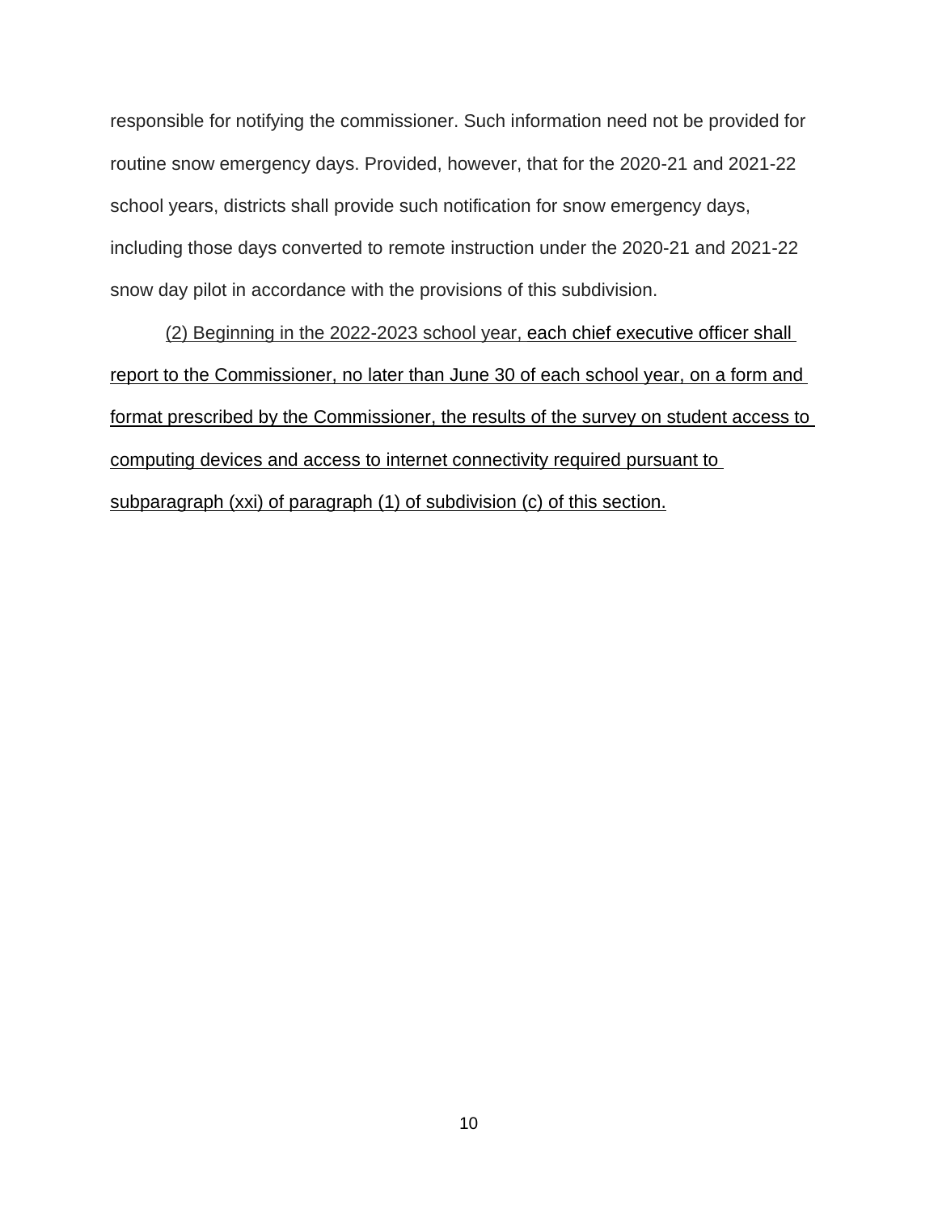responsible for notifying the commissioner. Such information need not be provided for routine snow emergency days. Provided, however, that for the 2020-21 and 2021-22 school years, districts shall provide such notification for snow emergency days, including those days converted to remote instruction under the 2020-21 and 2021-22 snow day pilot in accordance with the provisions of this subdivision.

<u>(2) Beginning in the 2022-2023 school year, each chief executive officer shall report to the Commissioner, no later than June 30 of each school year, on a form and format prescribed by the Commissioner, the results of the survey on student access to computing devices and access to internet connectivity required pursuant to subparagraph (xxi) of paragraph (1) of subdivision (c) of this section.</u>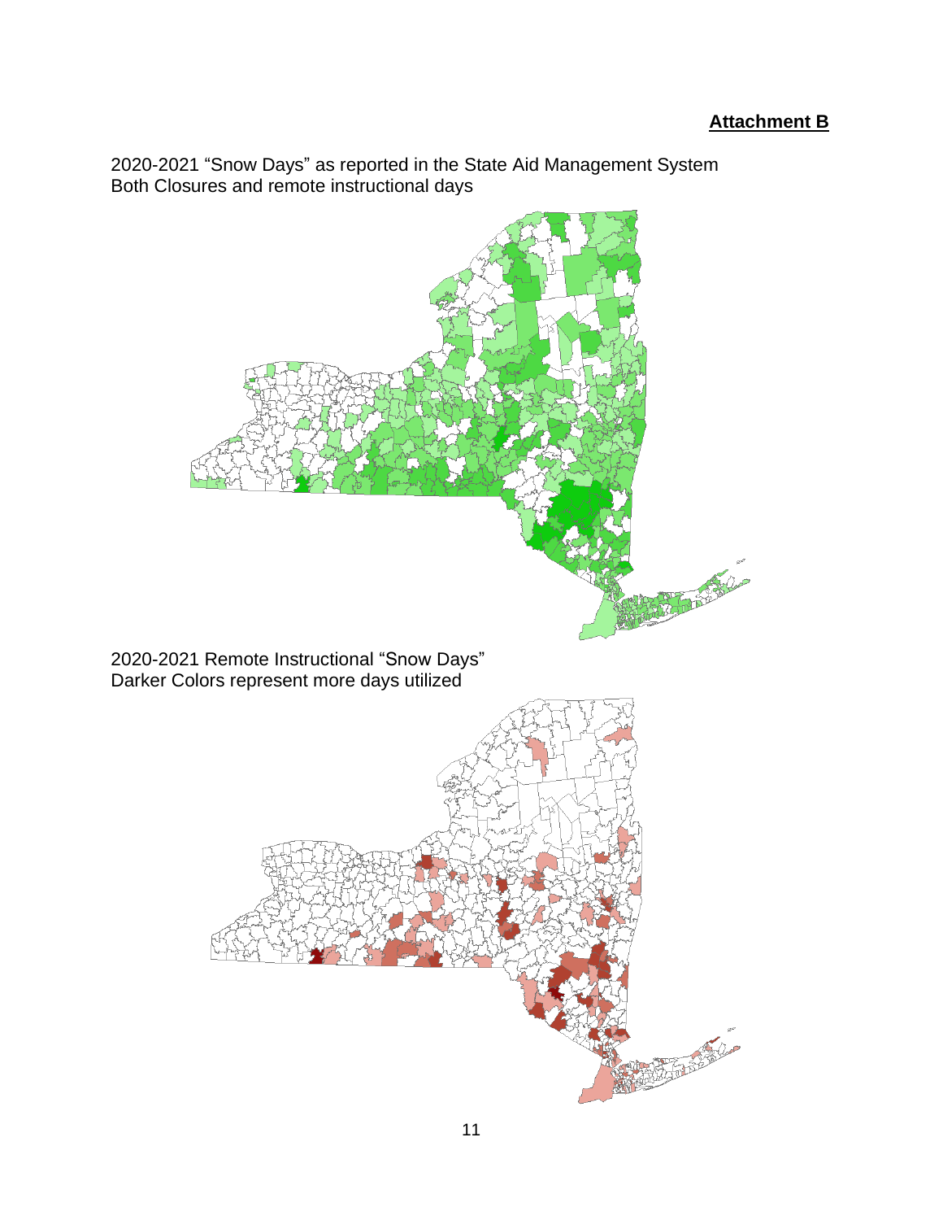**Attachment B**

2020-2021 “Snow Days” as reported in the State Aid Management System
Both Closures and remote instructional days

2020-2021 Remote Instructional “Snow Days”
Darker Colors represent more days utilized